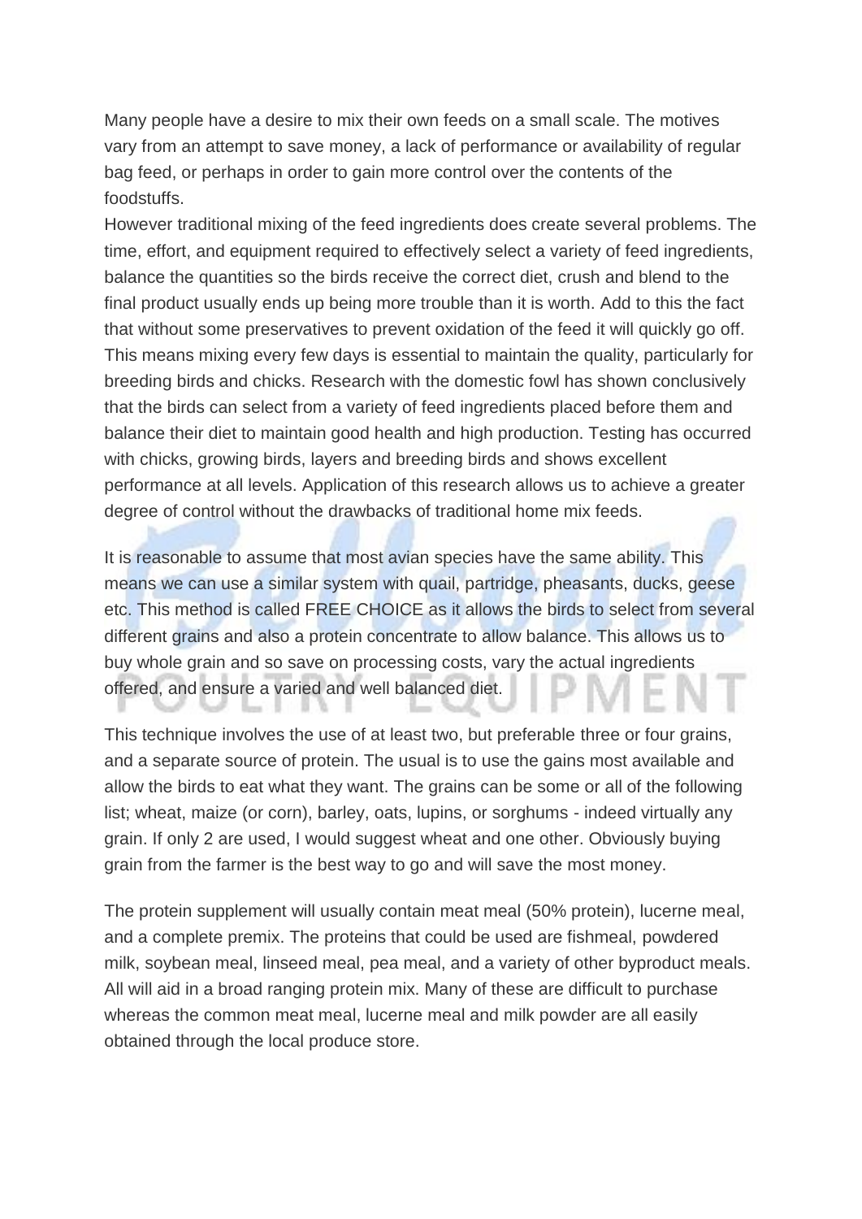Many people have a desire to mix their own feeds on a small scale. The motives vary from an attempt to save money, a lack of performance or availability of regular bag feed, or perhaps in order to gain more control over the contents of the foodstuffs.

However traditional mixing of the feed ingredients does create several problems. The time, effort, and equipment required to effectively select a variety of feed ingredients, balance the quantities so the birds receive the correct diet, crush and blend to the final product usually ends up being more trouble than it is worth. Add to this the fact that without some preservatives to prevent oxidation of the feed it will quickly go off. This means mixing every few days is essential to maintain the quality, particularly for breeding birds and chicks. Research with the domestic fowl has shown conclusively that the birds can select from a variety of feed ingredients placed before them and balance their diet to maintain good health and high production. Testing has occurred with chicks, growing birds, layers and breeding birds and shows excellent performance at all levels. Application of this research allows us to achieve a greater degree of control without the drawbacks of traditional home mix feeds.

It is reasonable to assume that most avian species have the same ability. This means we can use a similar system with quail, partridge, pheasants, ducks, geese etc. This method is called FREE CHOICE as it allows the birds to select from several different grains and also a protein concentrate to allow balance. This allows us to buy whole grain and so save on processing costs, vary the actual ingredients offered, and ensure a varied and well balanced diet.

This technique involves the use of at least two, but preferable three or four grains, and a separate source of protein. The usual is to use the gains most available and allow the birds to eat what they want. The grains can be some or all of the following list; wheat, maize (or corn), barley, oats, lupins, or sorghums - indeed virtually any grain. If only 2 are used, I would suggest wheat and one other. Obviously buying grain from the farmer is the best way to go and will save the most money.

The protein supplement will usually contain meat meal (50% protein), lucerne meal, and a complete premix. The proteins that could be used are fishmeal, powdered milk, soybean meal, linseed meal, pea meal, and a variety of other byproduct meals. All will aid in a broad ranging protein mix. Many of these are difficult to purchase whereas the common meat meal, lucerne meal and milk powder are all easily obtained through the local produce store.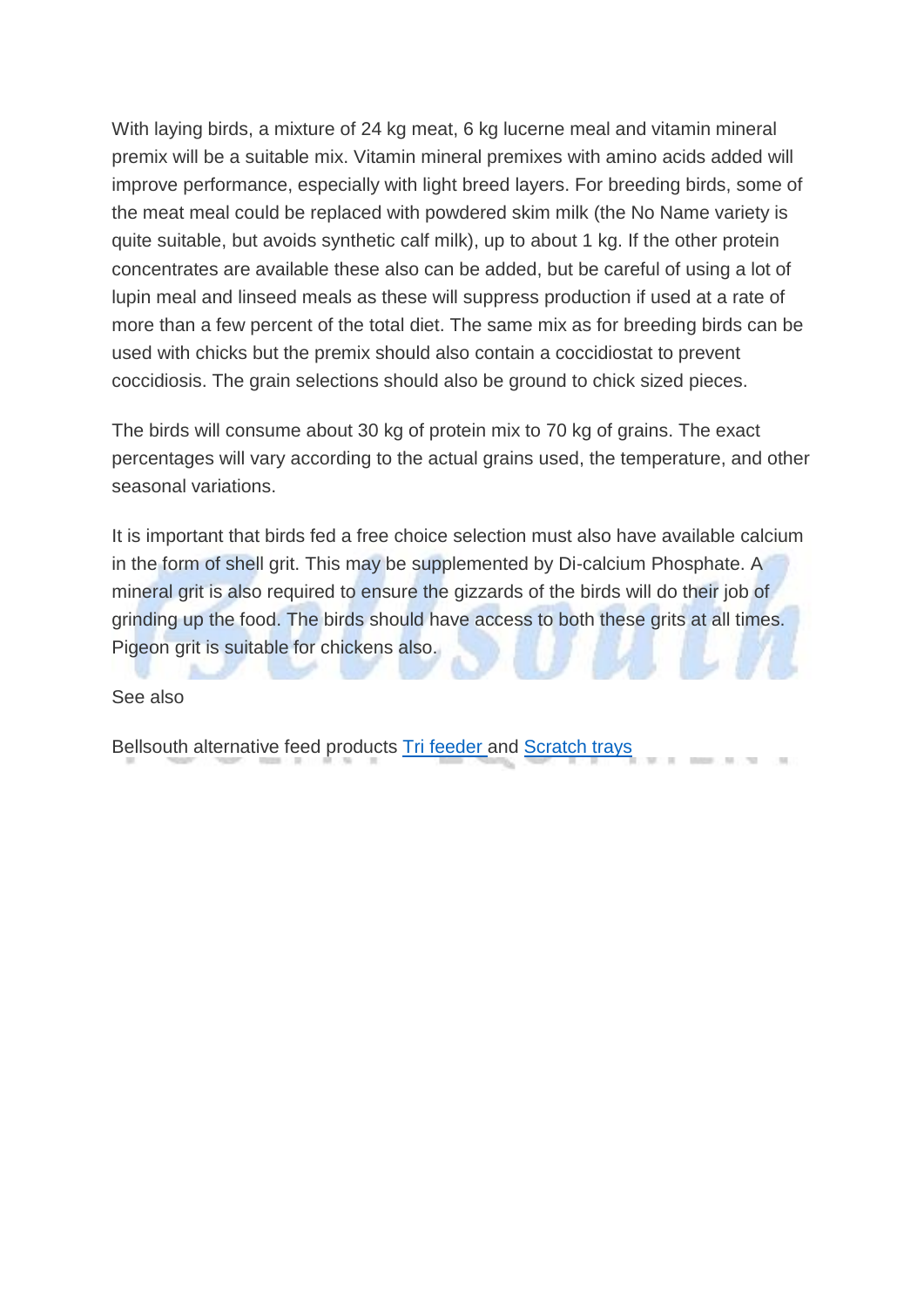With laying birds, a mixture of 24 kg meat, 6 kg lucerne meal and vitamin mineral premix will be a suitable mix. Vitamin mineral premixes with amino acids added will improve performance, especially with light breed layers. For breeding birds, some of the meat meal could be replaced with powdered skim milk (the No Name variety is quite suitable, but avoids synthetic calf milk), up to about 1 kg. If the other protein concentrates are available these also can be added, but be careful of using a lot of lupin meal and linseed meals as these will suppress production if used at a rate of more than a few percent of the total diet. The same mix as for breeding birds can be used with chicks but the premix should also contain a coccidiostat to prevent coccidiosis. The grain selections should also be ground to chick sized pieces.

The birds will consume about 30 kg of protein mix to 70 kg of grains. The exact percentages will vary according to the actual grains used, the temperature, and other seasonal variations.

It is important that birds fed a free choice selection must also have available calcium in the form of shell grit. This may be supplemented by Di-calcium Phosphate. A mineral grit is also required to ensure the gizzards of the birds will do their job of grinding up the food. The birds should have access to both these grits at all times. Pigeon grit is suitable for chickens also.

See also

Bellsouth alternative feed products Tri feeder and Scratch trays